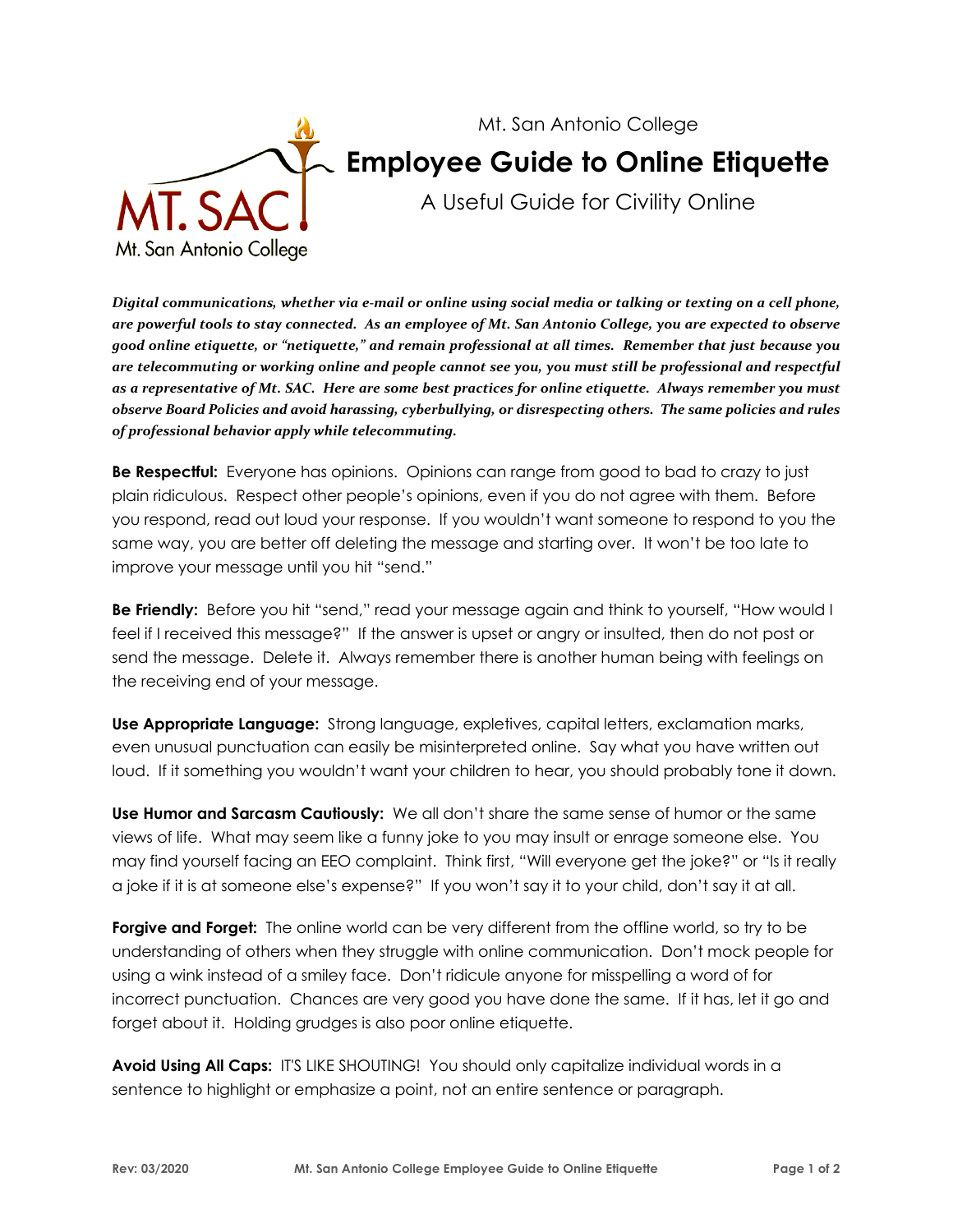Mt. San Antonio College

# Employee Guide to Online Etiquette

A Useful Guide for Civility Online

***Digital communications, whether via e-mail or online using social media or talking or texting on a cell phone, are powerful tools to stay connected. As an employee of Mt. San Antonio College, you are expected to observe good online etiquette, or "netiquette," and remain professional at all times. Remember that just because you are telecommuting or working online and people cannot see you, you must still be professional and respectful as a representative of Mt. SAC. Here are some best practices for online etiquette. Always remember you must observe Board Policies and avoid harassing, cyberbullying, or disrespecting others. The same policies and rules of professional behavior apply while telecommuting.***

**Be Respectful:** Everyone has opinions. Opinions can range from good to bad to crazy to just plain ridiculous. Respect other people's opinions, even if you do not agree with them. Before you respond, read out loud your response. If you wouldn't want someone to respond to you the same way, you are better off deleting the message and starting over. It won't be too late to improve your message until you hit "send."

**Be Friendly:** Before you hit "send," read your message again and think to yourself, "How would I feel if I received this message?" If the answer is upset or angry or insulted, then do not post or send the message. Delete it. Always remember there is another human being with feelings on the receiving end of your message.

**Use Appropriate Language:** Strong language, expletives, capital letters, exclamation marks, even unusual punctuation can easily be misinterpreted online. Say what you have written out loud. If it something you wouldn't want your children to hear, you should probably tone it down.

**Use Humor and Sarcasm Cautiously:** We all don't share the same sense of humor or the same views of life. What may seem like a funny joke to you may insult or enrage someone else. You may find yourself facing an EEO complaint. Think first, "Will everyone get the joke?" or "Is it really a joke if it is at someone else's expense?" If you won't say it to your child, don't say it at all.

**Forgive and Forget:** The online world can be very different from the offline world, so try to be understanding of others when they struggle with online communication. Don't mock people for using a wink instead of a smiley face. Don't ridicule anyone for misspelling a word of for incorrect punctuation. Chances are very good you have done the same. If it has, let it go and forget about it. Holding grudges is also poor online etiquette.

**Avoid Using All Caps:** IT'S LIKE SHOUTING! You should only capitalize individual words in a sentence to highlight or emphasize a point, not an entire sentence or paragraph.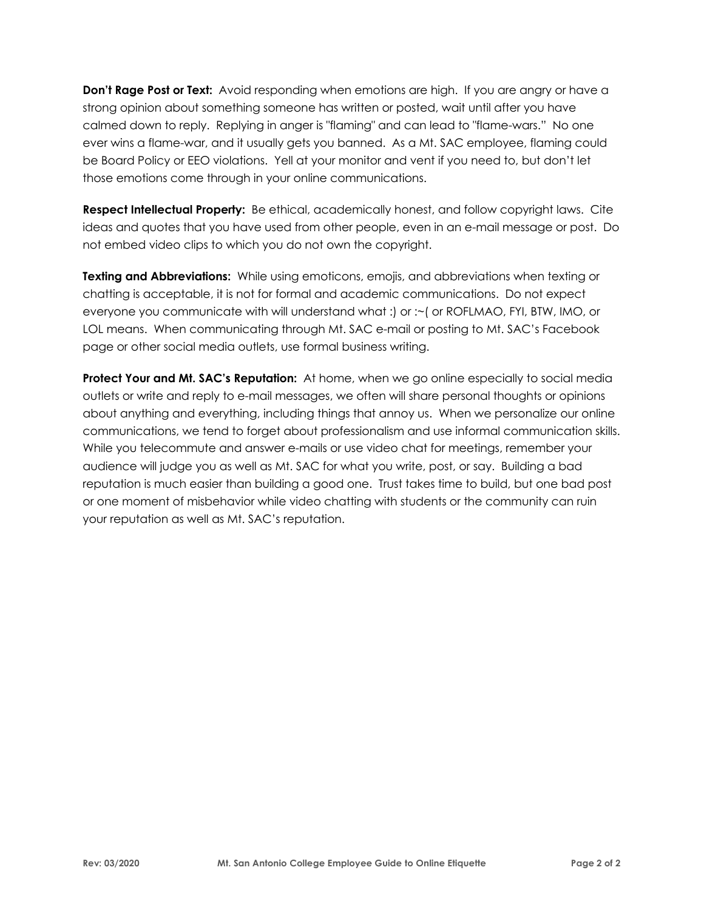**Don't Rage Post or Text:** Avoid responding when emotions are high. If you are angry or have a strong opinion about something someone has written or posted, wait until after you have calmed down to reply. Replying in anger is "flaming" and can lead to "flame-wars." No one ever wins a flame-war, and it usually gets you banned. As a Mt. SAC employee, flaming could be Board Policy or EEO violations. Yell at your monitor and vent if you need to, but don't let those emotions come through in your online communications.

**Respect Intellectual Property:** Be ethical, academically honest, and follow copyright laws. Cite ideas and quotes that you have used from other people, even in an e-mail message or post. Do not embed video clips to which you do not own the copyright.

**Texting and Abbreviations:** While using emoticons, emojis, and abbreviations when texting or chatting is acceptable, it is not for formal and academic communications. Do not expect everyone you communicate with will understand what :) or :~( or ROFLMAO, FYI, BTW, IMO, or LOL means. When communicating through Mt. SAC e-mail or posting to Mt. SAC's Facebook page or other social media outlets, use formal business writing.

**Protect Your and Mt. SAC's Reputation:** At home, when we go online especially to social media outlets or write and reply to e-mail messages, we often will share personal thoughts or opinions about anything and everything, including things that annoy us. When we personalize our online communications, we tend to forget about professionalism and use informal communication skills. While you telecommute and answer e-mails or use video chat for meetings, remember your audience will judge you as well as Mt. SAC for what you write, post, or say. Building a bad reputation is much easier than building a good one. Trust takes time to build, but one bad post or one moment of misbehavior while video chatting with students or the community can ruin your reputation as well as Mt. SAC's reputation.